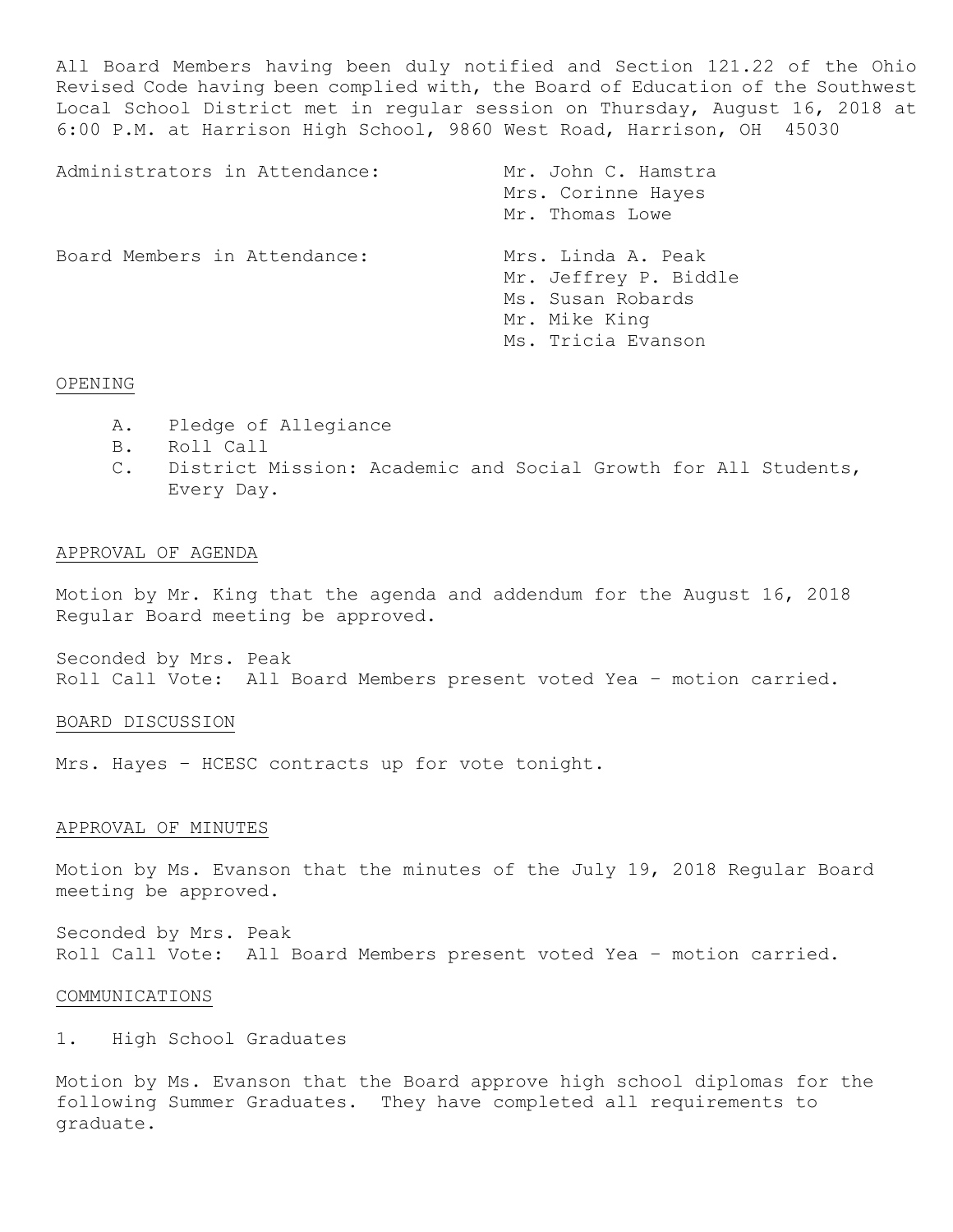All Board Members having been duly notified and Section 121.22 of the Ohio Revised Code having been complied with, the Board of Education of the Southwest Local School District met in regular session on Thursday, August 16, 2018 at 6:00 P.M. at Harrison High School, 9860 West Road, Harrison, OH 45030

| | |
|---|---|
| Administrators in Attendance: | Mr. John C. Hamstra<br>Mrs. Corinne Hayes<br>Mr. Thomas Lowe |
| Board Members in Attendance: | Mrs. Linda A. Peak<br>Mr. Jeffrey P. Biddle<br>Ms. Susan Robards<br>Mr. Mike King<br>Ms. Tricia Evanson |

## OPENING

A. Pledge of Allegiance
B. Roll Call
C. District Mission: Academic and Social Growth for All Students, Every Day.

## APPROVAL OF AGENDA

Motion by Mr. King that the agenda and addendum for the August 16, 2018 Regular Board meeting be approved.

Seconded by Mrs. Peak
Roll Call Vote: All Board Members present voted Yea – motion carried.

## BOARD DISCUSSION

Mrs. Hayes – HCESC contracts up for vote tonight.

## APPROVAL OF MINUTES

Motion by Ms. Evanson that the minutes of the July 19, 2018 Regular Board meeting be approved.

Seconded by Mrs. Peak
Roll Call Vote: All Board Members present voted Yea – motion carried.

## COMMUNICATIONS

1. High School Graduates

Motion by Ms. Evanson that the Board approve high school diplomas for the following Summer Graduates. They have completed all requirements to graduate.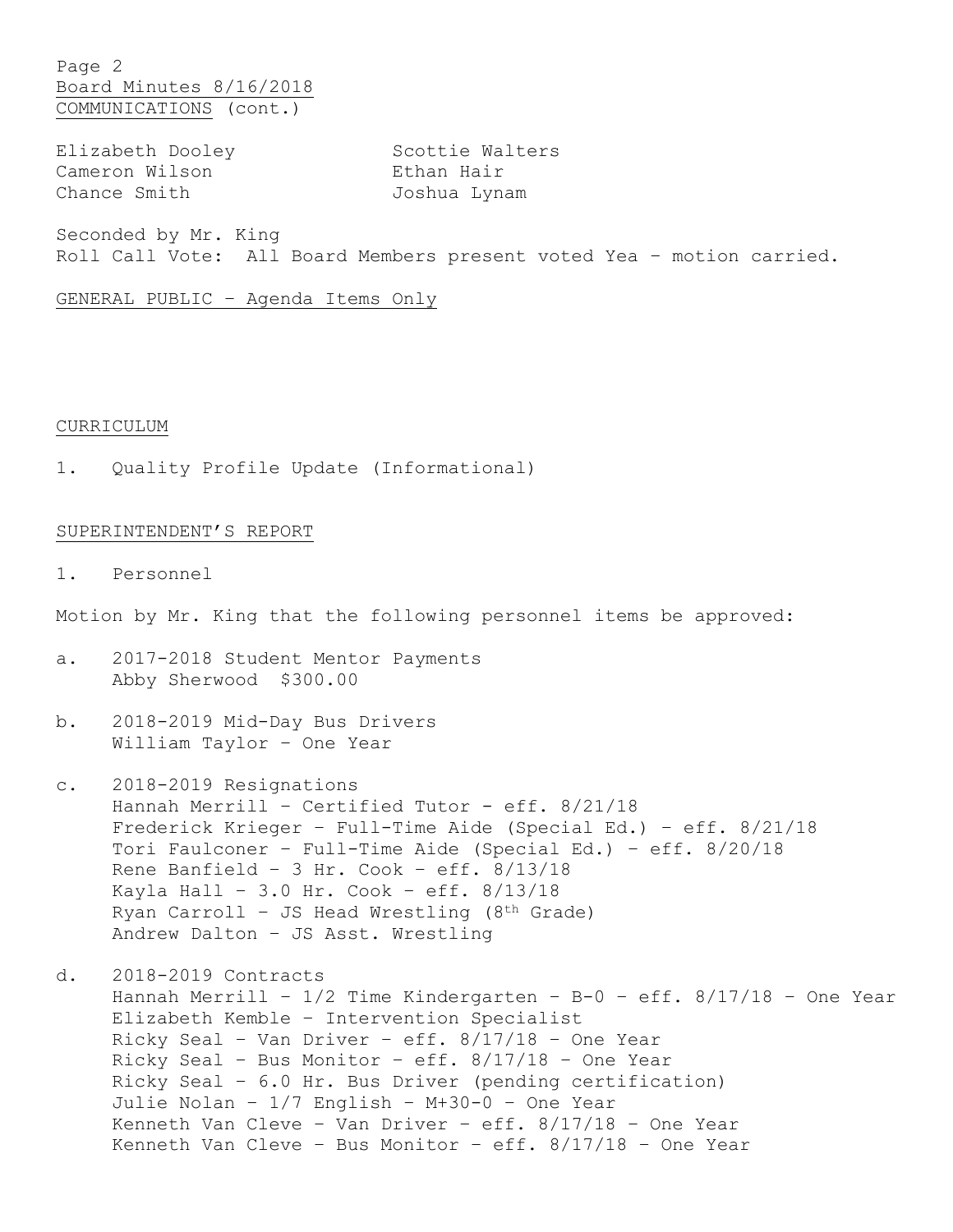Board Minutes 8/16/2018

COMMUNICATIONS (cont.)

Elizabeth Dooley
Cameron Wilson
Chance Smith
Scottie Walters
Ethan Hair
Joshua Lynam

Seconded by Mr. King
Roll Call Vote: All Board Members present voted Yea – motion carried.

GENERAL PUBLIC – Agenda Items Only

CURRICULUM

1. Quality Profile Update (Informational)

SUPERINTENDENT'S REPORT

1. Personnel

Motion by Mr. King that the following personnel items be approved:

a. 2017-2018 Student Mentor Payments
   Abby Sherwood $300.00

b. 2018-2019 Mid-Day Bus Drivers
   William Taylor – One Year

c. 2018-2019 Resignations
   Hannah Merrill – Certified Tutor - eff. 8/21/18
   Frederick Krieger – Full-Time Aide (Special Ed.) – eff. 8/21/18
   Tori Faulconer – Full-Time Aide (Special Ed.) – eff. 8/20/18
   Rene Banfield – 3 Hr. Cook – eff. 8/13/18
   Kayla Hall – 3.0 Hr. Cook – eff. 8/13/18
   Ryan Carroll – JS Head Wrestling (8th Grade)
   Andrew Dalton – JS Asst. Wrestling

d. 2018-2019 Contracts
   Hannah Merrill – 1/2 Time Kindergarten – B-0 – eff. 8/17/18 – One Year
   Elizabeth Kemble – Intervention Specialist
   Ricky Seal – Van Driver – eff. 8/17/18 – One Year
   Ricky Seal – Bus Monitor – eff. 8/17/18 – One Year
   Ricky Seal – 6.0 Hr. Bus Driver (pending certification)
   Julie Nolan – 1/7 English – M+30-0 – One Year
   Kenneth Van Cleve – Van Driver – eff. 8/17/18 – One Year
   Kenneth Van Cleve – Bus Monitor – eff. 8/17/18 – One Year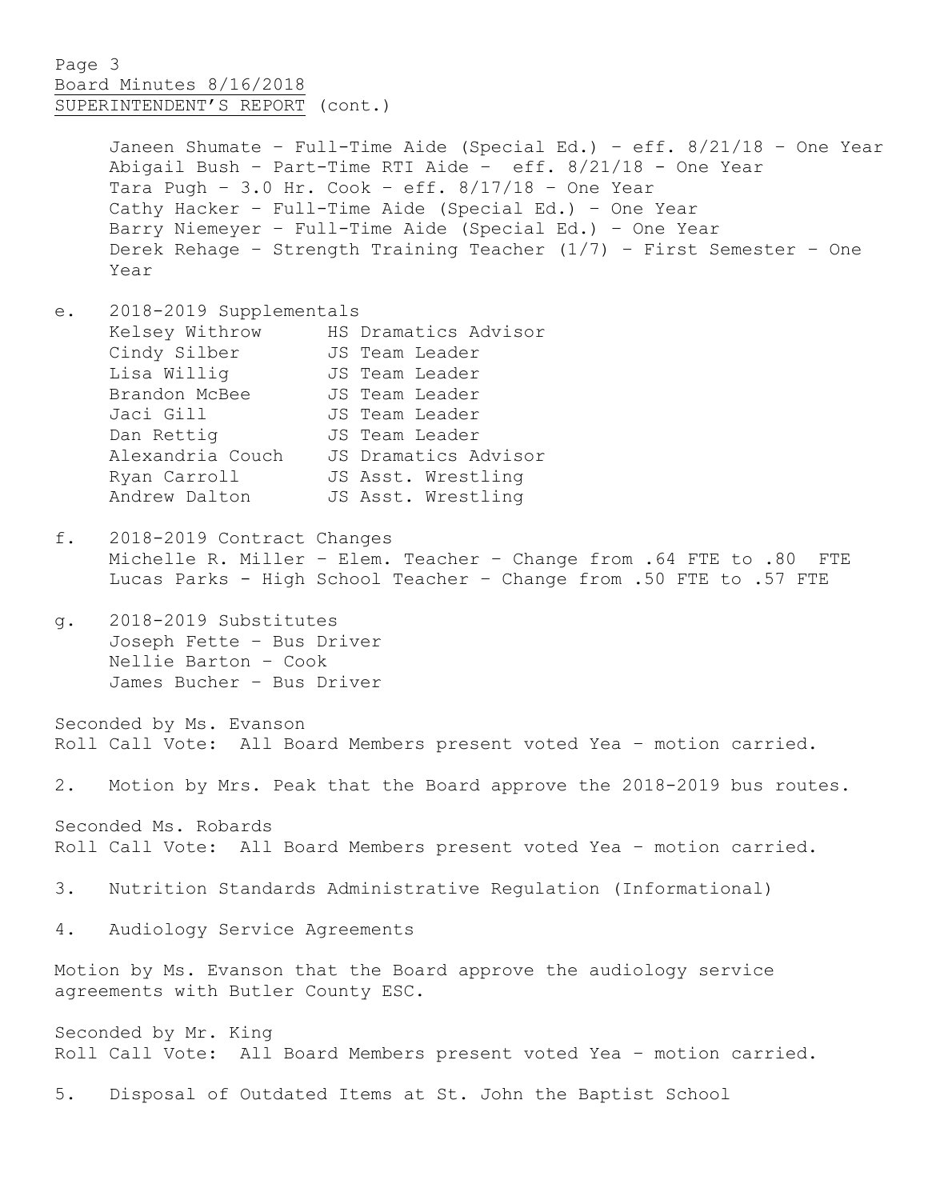Page 3
Board Minutes 8/16/2018
SUPERINTENDENT'S REPORT (cont.)

Janeen Shumate – Full-Time Aide (Special Ed.) – eff. 8/21/18 – One Year
Abigail Bush – Part-Time RTI Aide – eff. 8/21/18 - One Year
Tara Pugh – 3.0 Hr. Cook – eff. 8/17/18 – One Year
Cathy Hacker – Full-Time Aide (Special Ed.) – One Year
Barry Niemeyer – Full-Time Aide (Special Ed.) – One Year
Derek Rehage – Strength Training Teacher (1/7) – First Semester – One Year

e. 2018-2019 Supplementals

| | |
|---|---|
| Kelsey Withrow | HS Dramatics Advisor |
| Cindy Silber | JS Team Leader |
| Lisa Willig | JS Team Leader |
| Brandon McBee | JS Team Leader |
| Jaci Gill | JS Team Leader |
| Dan Rettig | JS Team Leader |
| Alexandria Couch | JS Dramatics Advisor |
| Ryan Carroll | JS Asst. Wrestling |
| Andrew Dalton | JS Asst. Wrestling |

f. 2018-2019 Contract Changes
Michelle R. Miller – Elem. Teacher – Change from .64 FTE to .80 FTE
Lucas Parks - High School Teacher – Change from .50 FTE to .57 FTE

g. 2018-2019 Substitutes
Joseph Fette – Bus Driver
Nellie Barton – Cook
James Bucher – Bus Driver

Seconded by Ms. Evanson
Roll Call Vote: All Board Members present voted Yea – motion carried.

2. Motion by Mrs. Peak that the Board approve the 2018-2019 bus routes.

Seconded Ms. Robards
Roll Call Vote: All Board Members present voted Yea – motion carried.

3. Nutrition Standards Administrative Regulation (Informational)

4. Audiology Service Agreements

Motion by Ms. Evanson that the Board approve the audiology service agreements with Butler County ESC.

Seconded by Mr. King
Roll Call Vote: All Board Members present voted Yea – motion carried.

5. Disposal of Outdated Items at St. John the Baptist School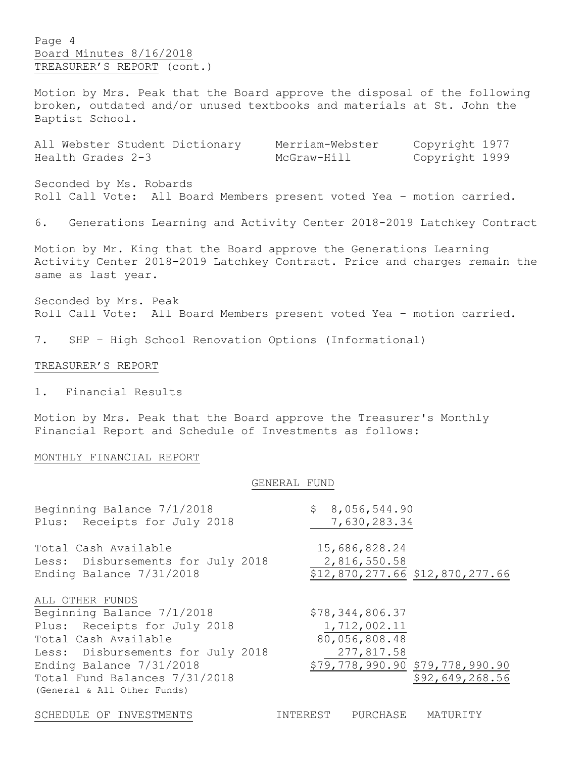TREASURER'S REPORT (cont.)

Motion by Mrs. Peak that the Board approve the disposal of the following broken, outdated and/or unused textbooks and materials at St. John the Baptist School.

| | | |
|---|---|---|
| All Webster Student Dictionary | Merriam-Webster | Copyright 1977 |
| Health Grades 2-3 | McGraw-Hill | Copyright 1999 |

Seconded by Ms. Robards
Roll Call Vote: All Board Members present voted Yea – motion carried.

6. Generations Learning and Activity Center 2018-2019 Latchkey Contract

Motion by Mr. King that the Board approve the Generations Learning Activity Center 2018-2019 Latchkey Contract. Price and charges remain the same as last year.

Seconded by Mrs. Peak
Roll Call Vote: All Board Members present voted Yea – motion carried.

7. SHP – High School Renovation Options (Informational)

TREASURER'S REPORT

1. Financial Results

Motion by Mrs. Peak that the Board approve the Treasurer's Monthly Financial Report and Schedule of Investments as follows:

MONTHLY FINANCIAL REPORT

GENERAL FUND

| | | |
|---|---|---|
| Beginning Balance 7/1/2018 | $ 8,056,544.90 | |
| Plus: Receipts for July 2018 | 7,630,283.34 | |
| Total Cash Available | 15,686,828.24 | |
| Less: Disbursements for July 2018 | 2,816,550.58 | |
| Ending Balance 7/31/2018 | $12,870,277.66 | $12,870,277.66 |

| ALL OTHER FUNDS | | |
|---|---|---|
| Beginning Balance 7/1/2018 | $78,344,806.37 | |
| Plus: Receipts for July 2018 | 1,712,002.11 | |
| Total Cash Available | 80,056,808.48 | |
| Less: Disbursements for July 2018 | 277,817.58 | |
| Ending Balance 7/31/2018 | $79,778,990.90 | $79,778,990.90 |
| Total Fund Balances 7/31/2018 (General & All Other Funds) | | $92,649,268.56 |

| SCHEDULE OF INVESTMENTS | INTEREST | PURCHASE | MATURITY |
|---|---|---|---|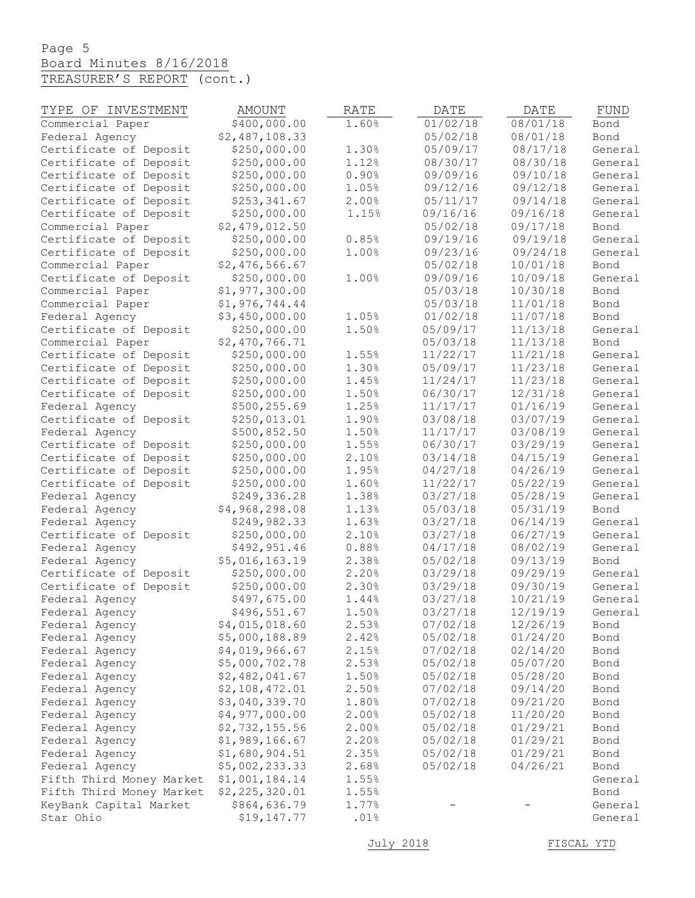Page 5
Board Minutes 8/16/2018
TREASURER'S REPORT (cont.)

| TYPE OF INVESTMENT | AMOUNT | RATE | DATE | DATE | FUND |
|---|---|---|---|---|---|
| Commercial Paper | $400,000.00 | 1.60% | 01/02/18 | 08/01/18 | Bond |
| Federal Agency | $2,487,108.33 | | 05/02/18 | 08/01/18 | Bond |
| Certificate of Deposit | $250,000.00 | 1.30% | 05/09/17 | 08/17/18 | General |
| Certificate of Deposit | $250,000.00 | 1.12% | 08/30/17 | 08/30/18 | General |
| Certificate of Deposit | $250,000.00 | 0.90% | 09/09/16 | 09/10/18 | General |
| Certificate of Deposit | $250,000.00 | 1.05% | 09/12/16 | 09/12/18 | General |
| Certificate of Deposit | $253,341.67 | 2.00% | 05/11/17 | 09/14/18 | General |
| Certificate of Deposit | $250,000.00 | 1.15% | 09/16/16 | 09/16/18 | General |
| Commercial Paper | $2,479,012.50 | | 05/02/18 | 09/17/18 | Bond |
| Certificate of Deposit | $250,000.00 | 0.85% | 09/19/16 | 09/19/18 | General |
| Certificate of Deposit | $250,000.00 | 1.00% | 09/23/16 | 09/24/18 | General |
| Commercial Paper | $2,476,566.67 | | 05/02/18 | 10/01/18 | Bond |
| Certificate of Deposit | $250,000.00 | 1.00% | 09/09/16 | 10/09/18 | General |
| Commercial Paper | $1,977,300.00 | | 05/03/18 | 10/30/18 | Bond |
| Commercial Paper | $1,976,744.44 | | 05/03/18 | 11/01/18 | Bond |
| Federal Agency | $3,450,000.00 | 1.05% | 01/02/18 | 11/07/18 | Bond |
| Certificate of Deposit | $250,000.00 | 1.50% | 05/09/17 | 11/13/18 | General |
| Commercial Paper | $2,470,766.71 | | 05/03/18 | 11/13/18 | Bond |
| Certificate of Deposit | $250,000.00 | 1.55% | 11/22/17 | 11/21/18 | General |
| Certificate of Deposit | $250,000.00 | 1.30% | 05/09/17 | 11/23/18 | General |
| Certificate of Deposit | $250,000.00 | 1.45% | 11/24/17 | 11/23/18 | General |
| Certificate of Deposit | $250,000.00 | 1.50% | 06/30/17 | 12/31/18 | General |
| Federal Agency | $500,255.69 | 1.25% | 11/17/17 | 01/16/19 | General |
| Certificate of Deposit | $250,013.01 | 1.90% | 03/08/18 | 03/07/19 | General |
| Federal Agency | $500,852.50 | 1.50% | 11/17/17 | 03/08/19 | General |
| Certificate of Deposit | $250,000.00 | 1.55% | 06/30/17 | 03/29/19 | General |
| Certificate of Deposit | $250,000.00 | 2.10% | 03/14/18 | 04/15/19 | General |
| Certificate of Deposit | $250,000.00 | 1.95% | 04/27/18 | 04/26/19 | General |
| Certificate of Deposit | $250,000.00 | 1.60% | 11/22/17 | 05/22/19 | General |
| Federal Agency | $249,336.28 | 1.38% | 03/27/18 | 05/28/19 | General |
| Federal Agency | $4,968,298.08 | 1.13% | 05/03/18 | 05/31/19 | Bond |
| Federal Agency | $249,982.33 | 1.63% | 03/27/18 | 06/14/19 | General |
| Certificate of Deposit | $250,000.00 | 2.10% | 03/27/18 | 06/27/19 | General |
| Federal Agency | $492,951.46 | 0.88% | 04/17/18 | 08/02/19 | General |
| Federal Agency | $5,016,163.19 | 2.38% | 05/02/18 | 09/13/19 | Bond |
| Certificate of Deposit | $250,000.00 | 2.20% | 03/29/18 | 09/29/19 | General |
| Certificate of Deposit | $250,000.00 | 2.30% | 03/29/18 | 09/30/19 | General |
| Federal Agency | $497,675.00 | 1.44% | 03/27/18 | 10/21/19 | General |
| Federal Agency | $496,551.67 | 1.50% | 03/27/18 | 12/19/19 | General |
| Federal Agency | $4,015,018.60 | 2.53% | 07/02/18 | 12/26/19 | Bond |
| Federal Agency | $5,000,188.89 | 2.42% | 05/02/18 | 01/24/20 | Bond |
| Federal Agency | $4,019,966.67 | 2.15% | 07/02/18 | 02/14/20 | Bond |
| Federal Agency | $5,000,702.78 | 2.53% | 05/02/18 | 05/07/20 | Bond |
| Federal Agency | $2,482,041.67 | 1.50% | 05/02/18 | 05/28/20 | Bond |
| Federal Agency | $2,108,472.01 | 2.50% | 07/02/18 | 09/14/20 | Bond |
| Federal Agency | $3,040,339.70 | 1.80% | 07/02/18 | 09/21/20 | Bond |
| Federal Agency | $4,977,000.00 | 2.00% | 05/02/18 | 11/20/20 | Bond |
| Federal Agency | $2,732,155.56 | 2.00% | 05/02/18 | 01/29/21 | Bond |
| Federal Agency | $1,989,166.67 | 2.20% | 05/02/18 | 01/29/21 | Bond |
| Federal Agency | $1,680,904.51 | 2.35% | 05/02/18 | 01/29/21 | Bond |
| Federal Agency | $5,002,233.33 | 2.68% | 05/02/18 | 04/26/21 | Bond |
| Fifth Third Money Market | $1,001,184.14 | 1.55% | | | General |
| Fifth Third Money Market | $2,225,320.01 | 1.55% | | | Bond |
| KeyBank Capital Market | $864,636.79 | 1.77% | - | - | General |
| Star Ohio | $19,147.77 | .01% | | | General |

July 2018 FISCAL YTD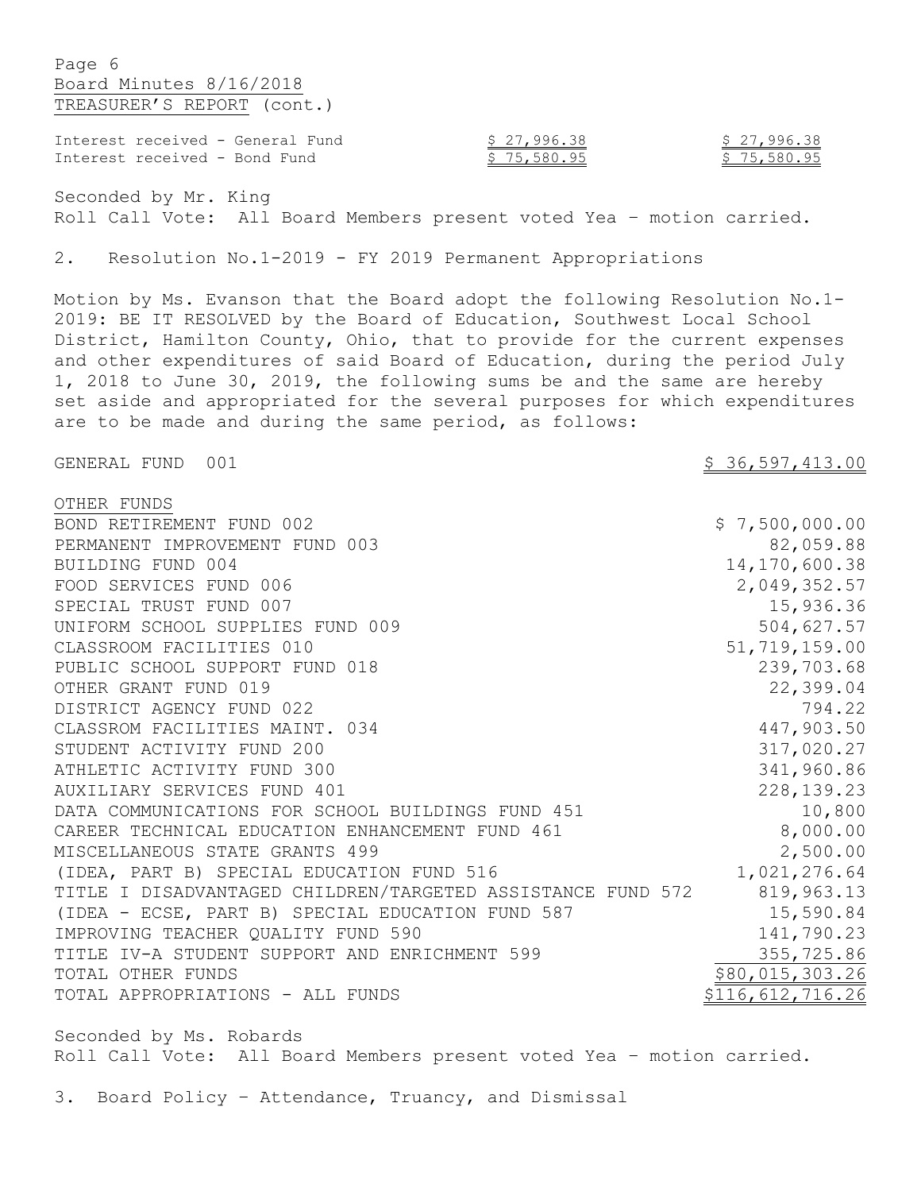TREASURER'S REPORT (cont.)

| | | |
|---|---|---|
| Interest received - General Fund | $ 27,996.38 | $ 27,996.38 |
| Interest received - Bond Fund | $ 75,580.95 | $ 75,580.95 |

Seconded by Mr. King
Roll Call Vote: All Board Members present voted Yea – motion carried.

2. Resolution No.1-2019 - FY 2019 Permanent Appropriations

Motion by Ms. Evanson that the Board adopt the following Resolution No.1-2019: BE IT RESOLVED by the Board of Education, Southwest Local School District, Hamilton County, Ohio, that to provide for the current expenses and other expenditures of said Board of Education, during the period July 1, 2018 to June 30, 2019, the following sums be and the same are hereby set aside and appropriated for the several purposes for which expenditures are to be made and during the same period, as follows:

| | |
|---|---|
| GENERAL FUND 001 | $ 36,597,413.00 |
| OTHER FUNDS | |
| BOND RETIREMENT FUND 002 | $ 7,500,000.00 |
| PERMANENT IMPROVEMENT FUND 003 | 82,059.88 |
| BUILDING FUND 004 | 14,170,600.38 |
| FOOD SERVICES FUND 006 | 2,049,352.57 |
| SPECIAL TRUST FUND 007 | 15,936.36 |
| UNIFORM SCHOOL SUPPLIES FUND 009 | 504,627.57 |
| CLASSROOM FACILITIES 010 | 51,719,159.00 |
| PUBLIC SCHOOL SUPPORT FUND 018 | 239,703.68 |
| OTHER GRANT FUND 019 | 22,399.04 |
| DISTRICT AGENCY FUND 022 | 794.22 |
| CLASSROM FACILITIES MAINT. 034 | 447,903.50 |
| STUDENT ACTIVITY FUND 200 | 317,020.27 |
| ATHLETIC ACTIVITY FUND 300 | 341,960.86 |
| AUXILIARY SERVICES FUND 401 | 228,139.23 |
| DATA COMMUNICATIONS FOR SCHOOL BUILDINGS FUND 451 | 10,800 |
| CAREER TECHNICAL EDUCATION ENHANCEMENT FUND 461 | 8,000.00 |
| MISCELLANEOUS STATE GRANTS 499 | 2,500.00 |
| (IDEA, PART B) SPECIAL EDUCATION FUND 516 | 1,021,276.64 |
| TITLE I DISADVANTAGED CHILDREN/TARGETED ASSISTANCE FUND 572 | 819,963.13 |
| (IDEA - ECSE, PART B) SPECIAL EDUCATION FUND 587 | 15,590.84 |
| IMPROVING TEACHER QUALITY FUND 590 | 141,790.23 |
| TITLE IV-A STUDENT SUPPORT AND ENRICHMENT 599 | 355,725.86 |
| TOTAL OTHER FUNDS | $80,015,303.26 |
| TOTAL APPROPRIATIONS - ALL FUNDS | $116,612,716.26 |

Seconded by Ms. Robards
Roll Call Vote: All Board Members present voted Yea – motion carried.

3. Board Policy – Attendance, Truancy, and Dismissal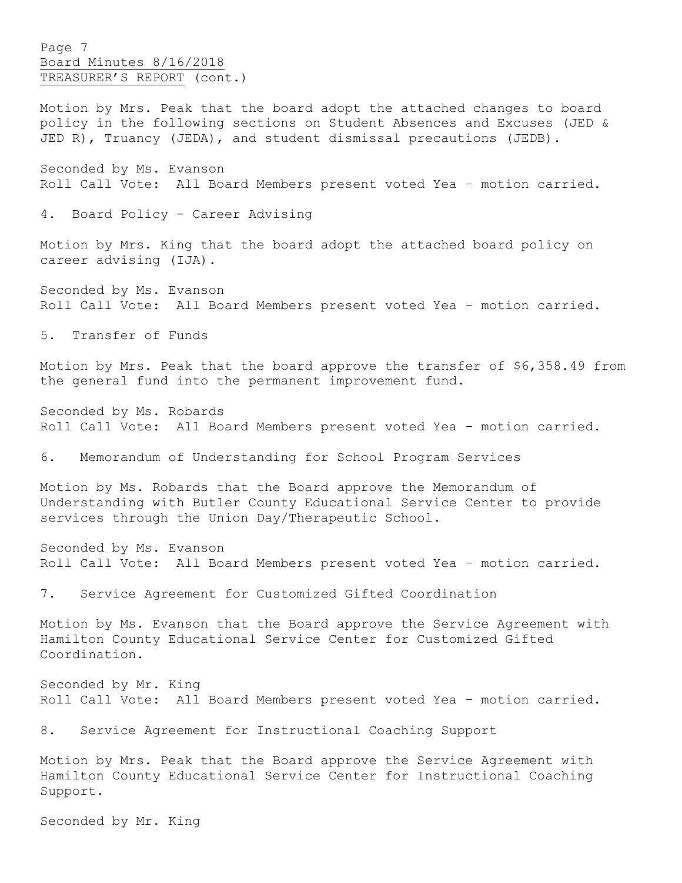TREASURER'S REPORT (cont.)

Motion by Mrs. Peak that the board adopt the attached changes to board policy in the following sections on Student Absences and Excuses (JED & JED R), Truancy (JEDA), and student dismissal precautions (JEDB).

Seconded by Ms. Evanson
Roll Call Vote: All Board Members present voted Yea – motion carried.

4. Board Policy - Career Advising

Motion by Mrs. King that the board adopt the attached board policy on career advising (IJA).

Seconded by Ms. Evanson
Roll Call Vote: All Board Members present voted Yea – motion carried.

5. Transfer of Funds

Motion by Mrs. Peak that the board approve the transfer of $6,358.49 from the general fund into the permanent improvement fund.

Seconded by Ms. Robards
Roll Call Vote: All Board Members present voted Yea – motion carried.

6. Memorandum of Understanding for School Program Services

Motion by Ms. Robards that the Board approve the Memorandum of Understanding with Butler County Educational Service Center to provide services through the Union Day/Therapeutic School.

Seconded by Ms. Evanson
Roll Call Vote: All Board Members present voted Yea – motion carried.

7. Service Agreement for Customized Gifted Coordination

Motion by Ms. Evanson that the Board approve the Service Agreement with Hamilton County Educational Service Center for Customized Gifted Coordination.

Seconded by Mr. King
Roll Call Vote: All Board Members present voted Yea – motion carried.

8. Service Agreement for Instructional Coaching Support

Motion by Mrs. Peak that the Board approve the Service Agreement with Hamilton County Educational Service Center for Instructional Coaching Support.

Seconded by Mr. King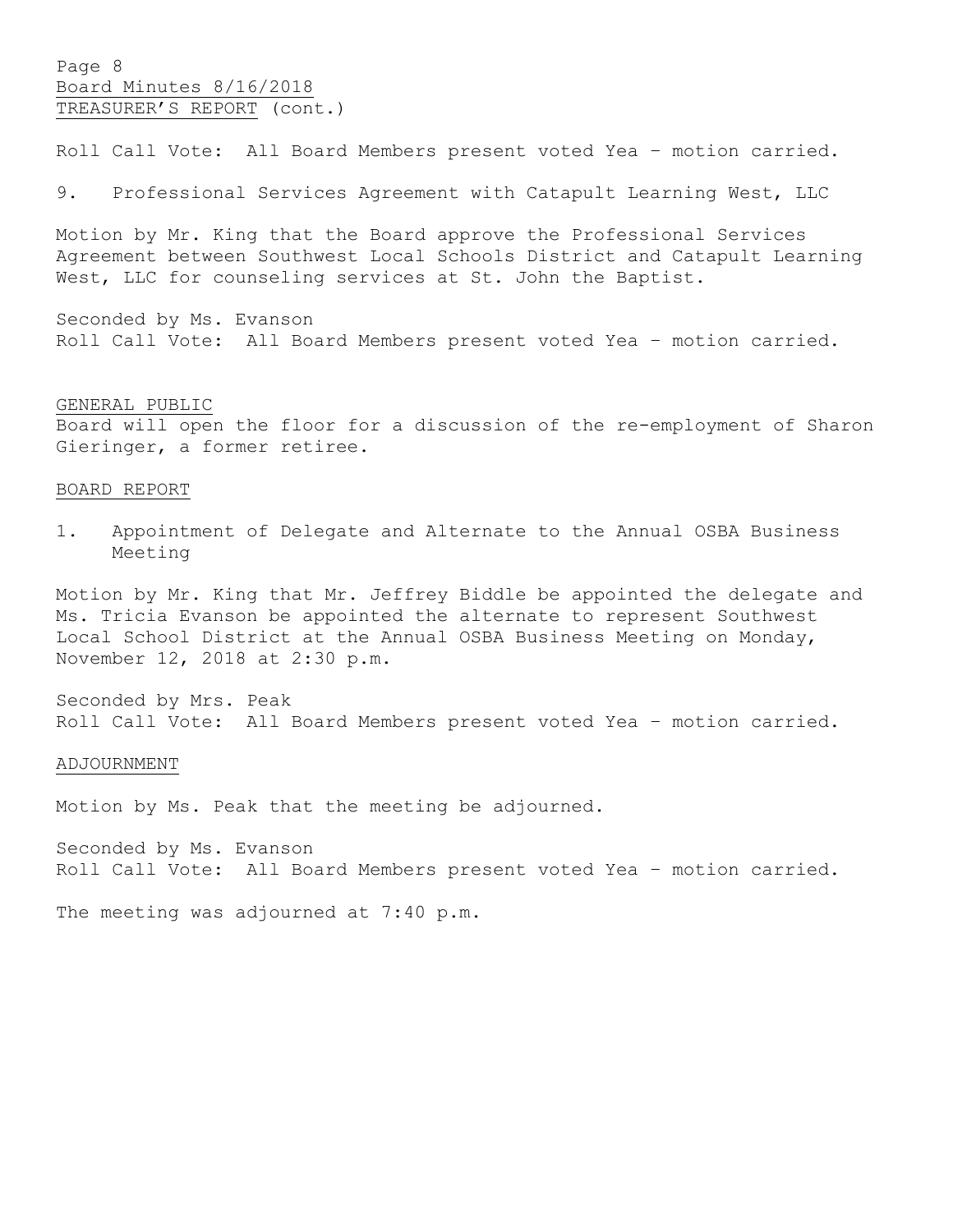## TREASURER'S REPORT (cont.)

Roll Call Vote: All Board Members present voted Yea – motion carried.

9. Professional Services Agreement with Catapult Learning West, LLC

Motion by Mr. King that the Board approve the Professional Services Agreement between Southwest Local Schools District and Catapult Learning West, LLC for counseling services at St. John the Baptist.

Seconded by Ms. Evanson
Roll Call Vote: All Board Members present voted Yea – motion carried.

## GENERAL PUBLIC

Board will open the floor for a discussion of the re-employment of Sharon Gieringer, a former retiree.

## BOARD REPORT

1. Appointment of Delegate and Alternate to the Annual OSBA Business Meeting

Motion by Mr. King that Mr. Jeffrey Biddle be appointed the delegate and Ms. Tricia Evanson be appointed the alternate to represent Southwest Local School District at the Annual OSBA Business Meeting on Monday, November 12, 2018 at 2:30 p.m.

Seconded by Mrs. Peak
Roll Call Vote: All Board Members present voted Yea – motion carried.

## ADJOURNMENT

Motion by Ms. Peak that the meeting be adjourned.

Seconded by Ms. Evanson
Roll Call Vote: All Board Members present voted Yea – motion carried.

The meeting was adjourned at 7:40 p.m.